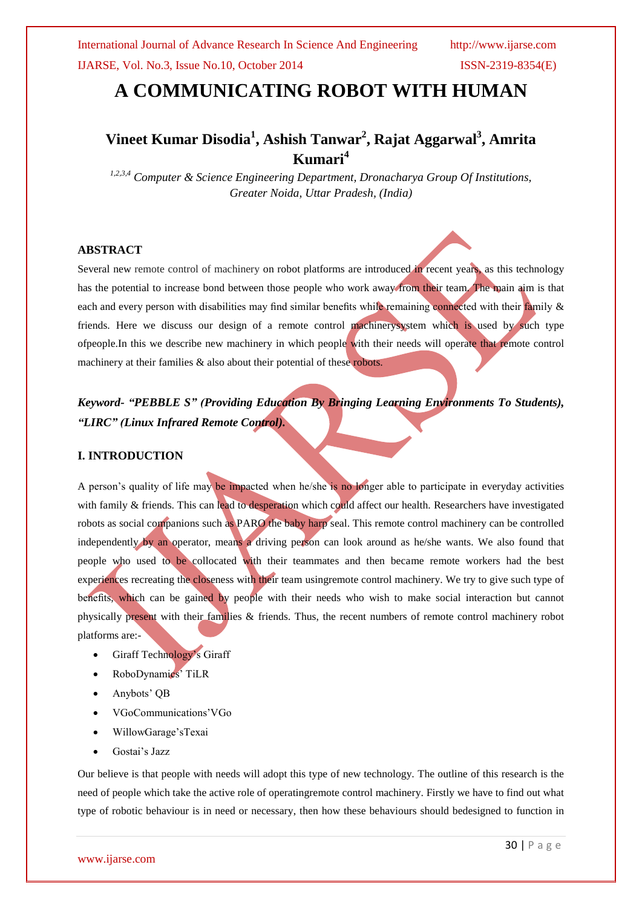# A COMMUNICATING ROBOT WITH HUMAN

## Vineet Kumar Disodia[1], Ashish Tanwar[2], Rajat Aggarwal[3], Amrita Kumari[4]

*[1,2,3,4] Computer & Science Engineering Department, Dronacharya Group Of Institutions, Greater Noida, Uttar Pradesh, (India)*

### ABSTRACT

Several new remote control of machinery on robot platforms are introduced in recent years, as this technology has the potential to increase bond between those people who work away from their team. The main aim is that each and every person with disabilities may find similar benefits while remaining connected with their family & friends. Here we discuss our design of a remote control machinerysystem which is used by such type ofpeople.In this we describe new machinery in which people with their needs will operate that remote control machinery at their families & also about their potential of these robots.

***Keyword- "PEBBLE S" (Providing Education By Bringing Learning Environments To Students), "LIRC" (Linux Infrared Remote Control).***

### I. INTRODUCTION

A person's quality of life may be impacted when he/she is no longer able to participate in everyday activities with family & friends. This can lead to desperation which could affect our health. Researchers have investigated robots as social companions such as PARO the baby harp seal. This remote control machinery can be controlled independently by an operator, means a driving person can look around as he/she wants. We also found that people who used to be collocated with their teammates and then became remote workers had the best experiences recreating the closeness with their team usingremote control machinery. We try to give such type of benefits, which can be gained by people with their needs who wish to make social interaction but cannot physically present with their families & friends. Thus, the recent numbers of remote control machinery robot platforms are:-

- Giraff Technology's Giraff
- RoboDynamics' TiLR
- Anybots' QB
- VGoCommunications'VGo
- WillowGarage'sTexai
- Gostai's Jazz

Our believe is that people with needs will adopt this type of new technology. The outline of this research is the need of people which take the active role of operatingremote control machinery. Firstly we have to find out what type of robotic behaviour is in need or necessary, then how these behaviours should bedesigned to function in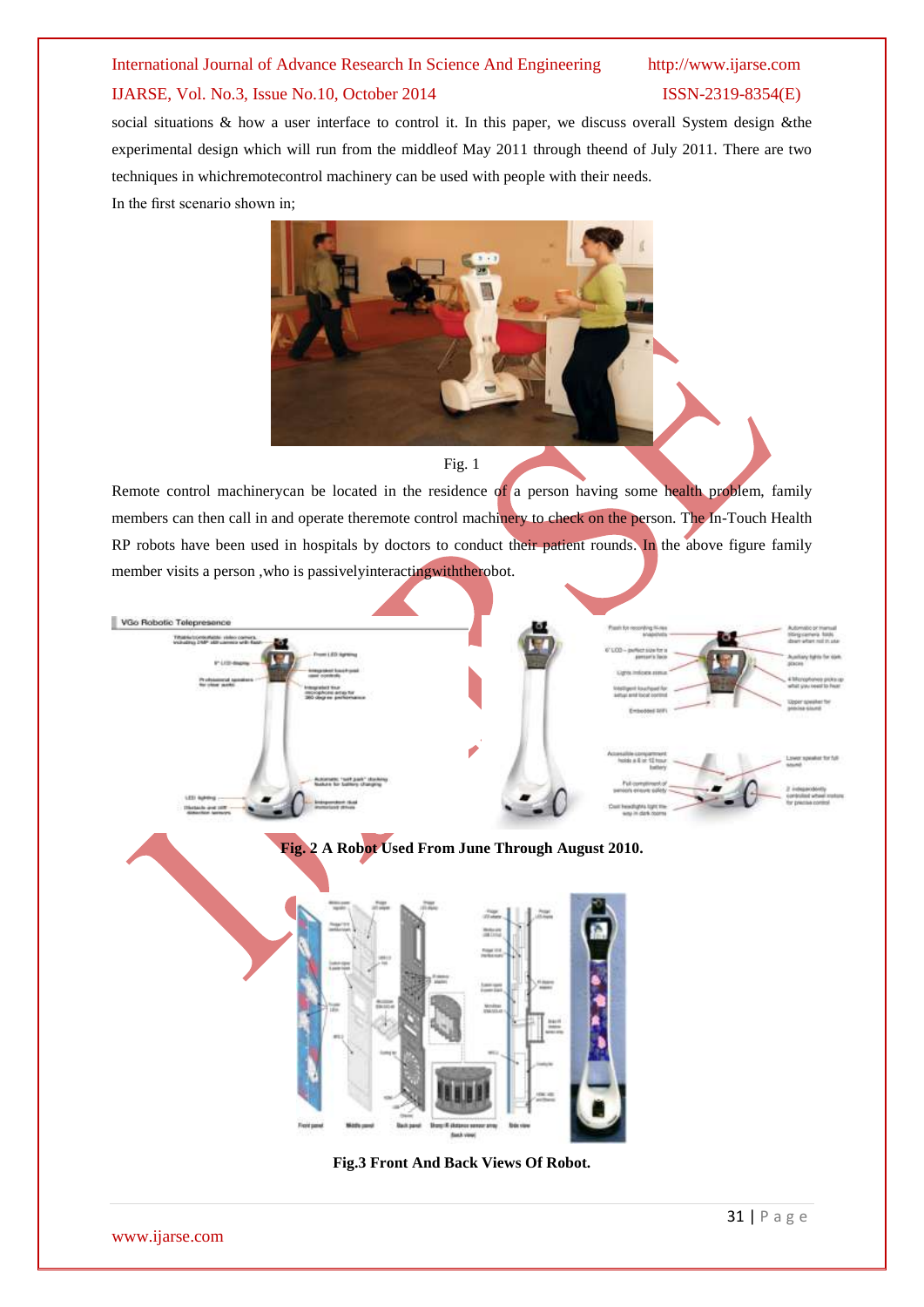social situations & how a user interface to control it. In this paper, we discuss overall System design &the experimental design which will run from the middleof May 2011 through theend of July 2011. There are two techniques in whichremotecontrol machinery can be used with people with their needs.

In the first scenario shown in;

Fig. 1

Remote control machinerycan be located in the residence of a person having some health problem, family members can then call in and operate theremote control machinery to check on the person. The In-Touch Health RP robots have been used in hospitals by doctors to conduct their patient rounds. In the above figure family member visits a person ,who is passivelyinteractingwiththerobot.

**Fig. 2 A Robot Used From June Through August 2010.**

**Fig.3 Front And Back Views Of Robot.**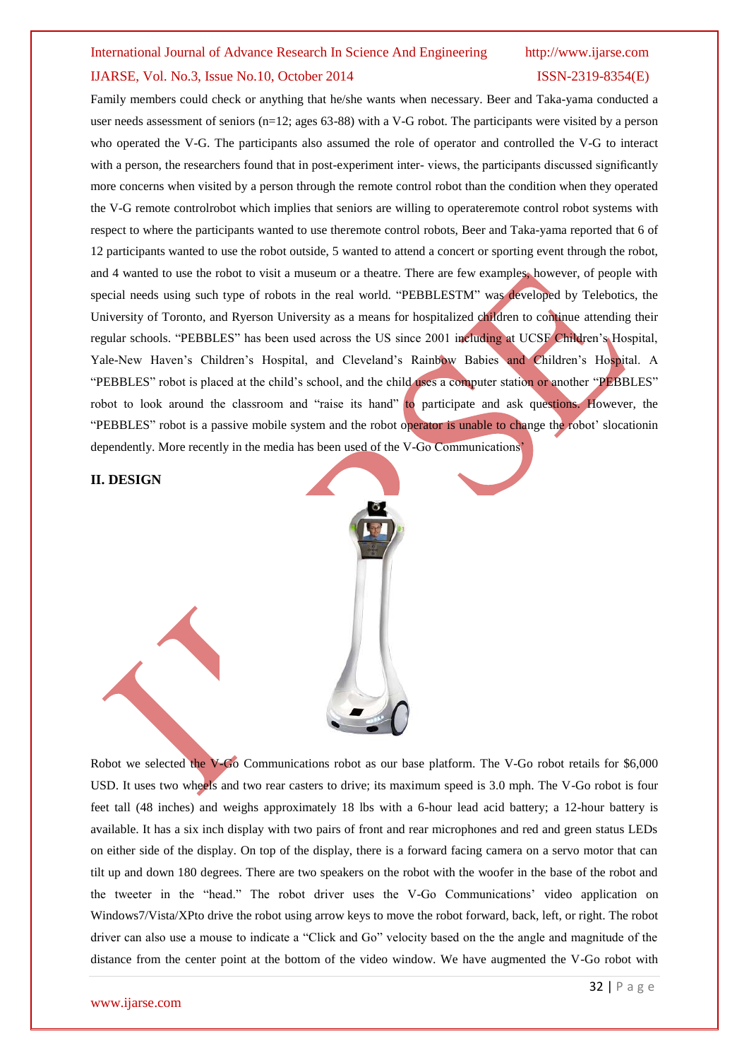Family members could check or anything that he/she wants when necessary. Beer and Taka-yama conducted a user needs assessment of seniors (n=12; ages 63-88) with a V-G robot. The participants were visited by a person who operated the V-G. The participants also assumed the role of operator and controlled the V-G to interact with a person, the researchers found that in post-experiment inter- views, the participants discussed significantly more concerns when visited by a person through the remote control robot than the condition when they operated the V-G remote controlrobot which implies that seniors are willing to operateremote control robot systems with respect to where the participants wanted to use theremote control robots, Beer and Taka-yama reported that 6 of 12 participants wanted to use the robot outside, 5 wanted to attend a concert or sporting event through the robot, and 4 wanted to use the robot to visit a museum or a theatre. There are few examples, however, of people with special needs using such type of robots in the real world. "PEBBLESTM" was developed by Telebotics, the University of Toronto, and Ryerson University as a means for hospitalized children to continue attending their regular schools. "PEBBLES" has been used across the US since 2001 including at UCSF Children's Hospital, Yale-New Haven's Children's Hospital, and Cleveland's Rainbow Babies and Children's Hospital. A "PEBBLES" robot is placed at the child's school, and the child uses a computer station or another "PEBBLES" robot to look around the classroom and "raise its hand" to participate and ask questions. However, the "PEBBLES" robot is a passive mobile system and the robot operator is unable to change the robot' slocationin dependently. More recently in the media has been used of the V-Go Communications'

## II. DESIGN

Robot we selected the V-Go Communications robot as our base platform. The V-Go robot retails for $6,000 USD. It uses two wheels and two rear casters to drive; its maximum speed is 3.0 mph. The V-Go robot is four feet tall (48 inches) and weighs approximately 18 lbs with a 6-hour lead acid battery; a 12-hour battery is available. It has a six inch display with two pairs of front and rear microphones and red and green status LEDs on either side of the display. On top of the display, there is a forward facing camera on a servo motor that can tilt up and down 180 degrees. There are two speakers on the robot with the woofer in the base of the robot and the tweeter in the "head." The robot driver uses the V-Go Communications' video application on Windows7/Vista/XPto drive the robot using arrow keys to move the robot forward, back, left, or right. The robot driver can also use a mouse to indicate a "Click and Go" velocity based on the the angle and magnitude of the distance from the center point at the bottom of the video window. We have augmented the V-Go robot with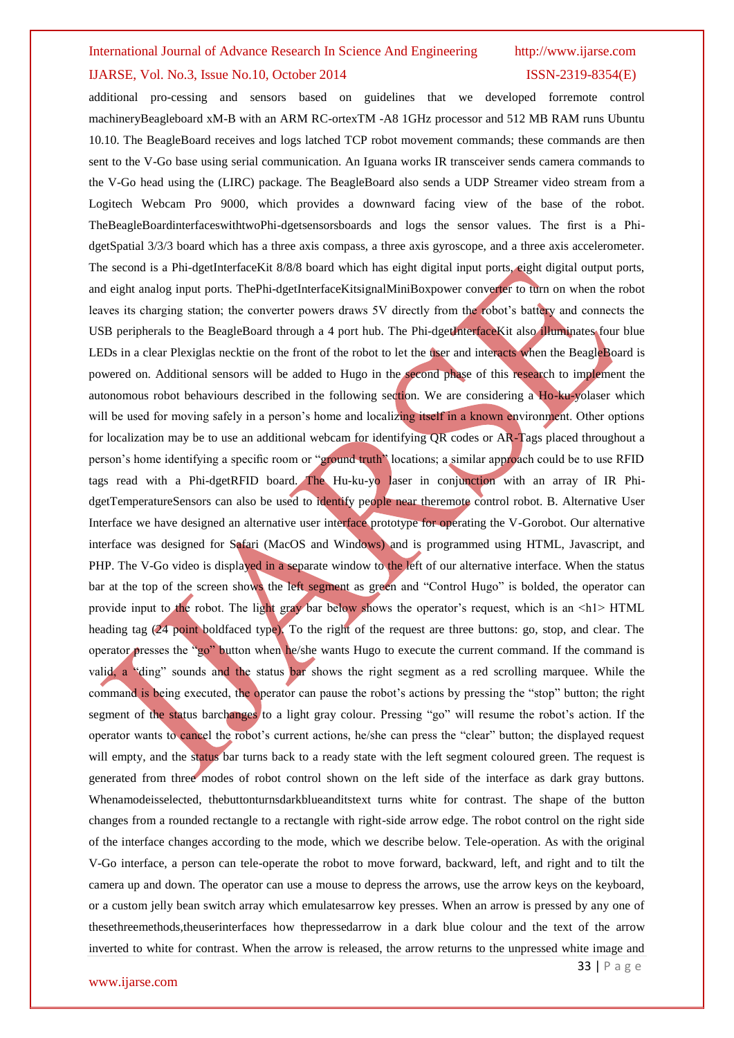additional pro-cessing and sensors based on guidelines that we developed forremote control machineryBeagleboard xM-B with an ARM RC-ortexTM -A8 1GHz processor and 512 MB RAM runs Ubuntu 10.10. The BeagleBoard receives and logs latched TCP robot movement commands; these commands are then sent to the V-Go base using serial communication. An Iguana works IR transceiver sends camera commands to the V-Go head using the (LIRC) package. The BeagleBoard also sends a UDP Streamer video stream from a Logitech Webcam Pro 9000, which provides a downward facing view of the base of the robot. TheBeagleBoardinterfaceswithtwoPhi-dgetsensorsboards and logs the sensor values. The first is a Phi-dgetSpatial 3/3/3 board which has a three axis compass, a three axis gyroscope, and a three axis accelerometer. The second is a Phi-dgetInterfaceKit 8/8/8 board which has eight digital input ports, eight digital output ports, and eight analog input ports. ThePhi-dgetInterfaceKitsignalMiniBoxpower converter to turn on when the robot leaves its charging station; the converter powers draws 5V directly from the robot's battery and connects the USB peripherals to the BeagleBoard through a 4 port hub. The Phi-dgetInterfaceKit also illuminates four blue LEDs in a clear Plexiglas necktie on the front of the robot to let the user and interacts when the BeagleBoard is powered on. Additional sensors will be added to Hugo in the second phase of this research to implement the autonomous robot behaviours described in the following section. We are considering a Ho-ku-yolaser which will be used for moving safely in a person's home and localizing itself in a known environment. Other options for localization may be to use an additional webcam for identifying QR codes or AR-Tags placed throughout a person's home identifying a specific room or "ground truth" locations; a similar approach could be to use RFID tags read with a Phi-dgetRFID board. The Hu-ku-yo laser in conjunction with an array of IR Phi-dgetTemperatureSensors can also be used to identify people near theremote control robot. B. Alternative User Interface we have designed an alternative user interface prototype for operating the V-Gorobot. Our alternative interface was designed for Safari (MacOS and Windows) and is programmed using HTML, Javascript, and PHP. The V-Go video is displayed in a separate window to the left of our alternative interface. When the status bar at the top of the screen shows the left segment as green and "Control Hugo" is bolded, the operator can provide input to the robot. The light gray bar below shows the operator's request, which is an <h1> HTML heading tag (24 point boldfaced type). To the right of the request are three buttons: go, stop, and clear. The operator presses the "go" button when he/she wants Hugo to execute the current command. If the command is valid, a "ding" sounds and the status bar shows the right segment as a red scrolling marquee. While the command is being executed, the operator can pause the robot's actions by pressing the "stop" button; the right segment of the status barchanges to a light gray colour. Pressing "go" will resume the robot's action. If the operator wants to cancel the robot's current actions, he/she can press the "clear" button; the displayed request will empty, and the status bar turns back to a ready state with the left segment coloured green. The request is generated from three modes of robot control shown on the left side of the interface as dark gray buttons. Whenamodeisselected, thebuttonturnsdarkblueanditstext turns white for contrast. The shape of the button changes from a rounded rectangle to a rectangle with right-side arrow edge. The robot control on the right side of the interface changes according to the mode, which we describe below. Tele-operation. As with the original V-Go interface, a person can tele-operate the robot to move forward, backward, left, and right and to tilt the camera up and down. The operator can use a mouse to depress the arrows, use the arrow keys on the keyboard, or a custom jelly bean switch array which emulatesarrow key presses. When an arrow is pressed by any one of thesethreemethods,theuserinterfaces how thepressedarrow in a dark blue colour and the text of the arrow inverted to white for contrast. When the arrow is released, the arrow returns to the unpressed white image and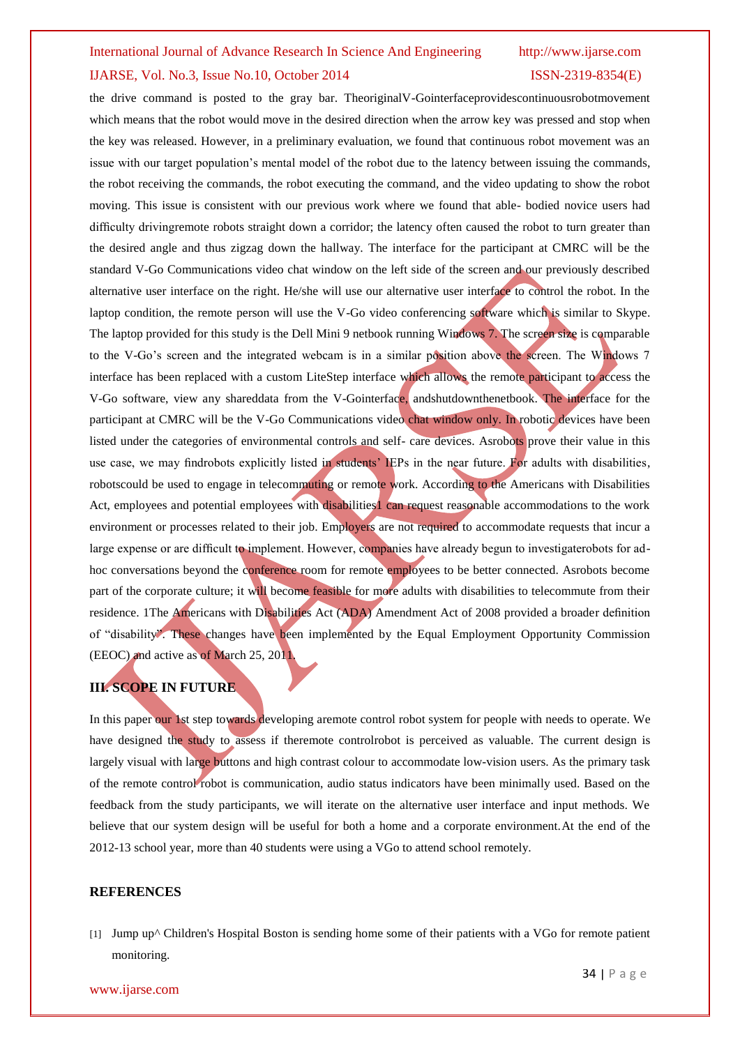the drive command is posted to the gray bar. TheoriginalV-Gointerfaceprovidescontinuousrobotmovement which means that the robot would move in the desired direction when the arrow key was pressed and stop when the key was released. However, in a preliminary evaluation, we found that continuous robot movement was an issue with our target population's mental model of the robot due to the latency between issuing the commands, the robot receiving the commands, the robot executing the command, and the video updating to show the robot moving. This issue is consistent with our previous work where we found that able- bodied novice users had difficulty drivingremote robots straight down a corridor; the latency often caused the robot to turn greater than the desired angle and thus zigzag down the hallway. The interface for the participant at CMRC will be the standard V-Go Communications video chat window on the left side of the screen and our previously described alternative user interface on the right. He/she will use our alternative user interface to control the robot. In the laptop condition, the remote person will use the V-Go video conferencing software which is similar to Skype. The laptop provided for this study is the Dell Mini 9 netbook running Windows 7. The screen size is comparable to the V-Go's screen and the integrated webcam is in a similar position above the screen. The Windows 7 interface has been replaced with a custom LiteStep interface which allows the remote participant to access the V-Go software, view any shareddata from the V-Gointerface, andshutdownthenetbook. The interface for the participant at CMRC will be the V-Go Communications video chat window only. In robotic devices have been listed under the categories of environmental controls and self- care devices. Asrobots prove their value in this use case, we may findrobots explicitly listed in students' IEPs in the near future. For adults with disabilities, robotscould be used to engage in telecommuting or remote work. According to the Americans with Disabilities Act, employees and potential employees with disabilities1 can request reasonable accommodations to the work environment or processes related to their job. Employers are not required to accommodate requests that incur a large expense or are difficult to implement. However, companies have already begun to investigaterobots for ad-hoc conversations beyond the conference room for remote employees to be better connected. Asrobots become part of the corporate culture; it will become feasible for more adults with disabilities to telecommute from their residence. 1The Americans with Disabilities Act (ADA) Amendment Act of 2008 provided a broader definition of "disability". These changes have been implemented by the Equal Employment Opportunity Commission (EEOC) and active as of March 25, 2011.

## III. SCOPE IN FUTURE

In this paper our 1st step towards developing aremote control robot system for people with needs to operate. We have designed the study to assess if theremote controlrobot is perceived as valuable. The current design is largely visual with large buttons and high contrast colour to accommodate low-vision users. As the primary task of the remote control robot is communication, audio status indicators have been minimally used. Based on the feedback from the study participants, we will iterate on the alternative user interface and input methods. We believe that our system design will be useful for both a home and a corporate environment.At the end of the 2012-13 school year, more than 40 students were using a VGo to attend school remotely.

## REFERENCES

[1] Jump up^ Children's Hospital Boston is sending home some of their patients with a VGo for remote patient monitoring.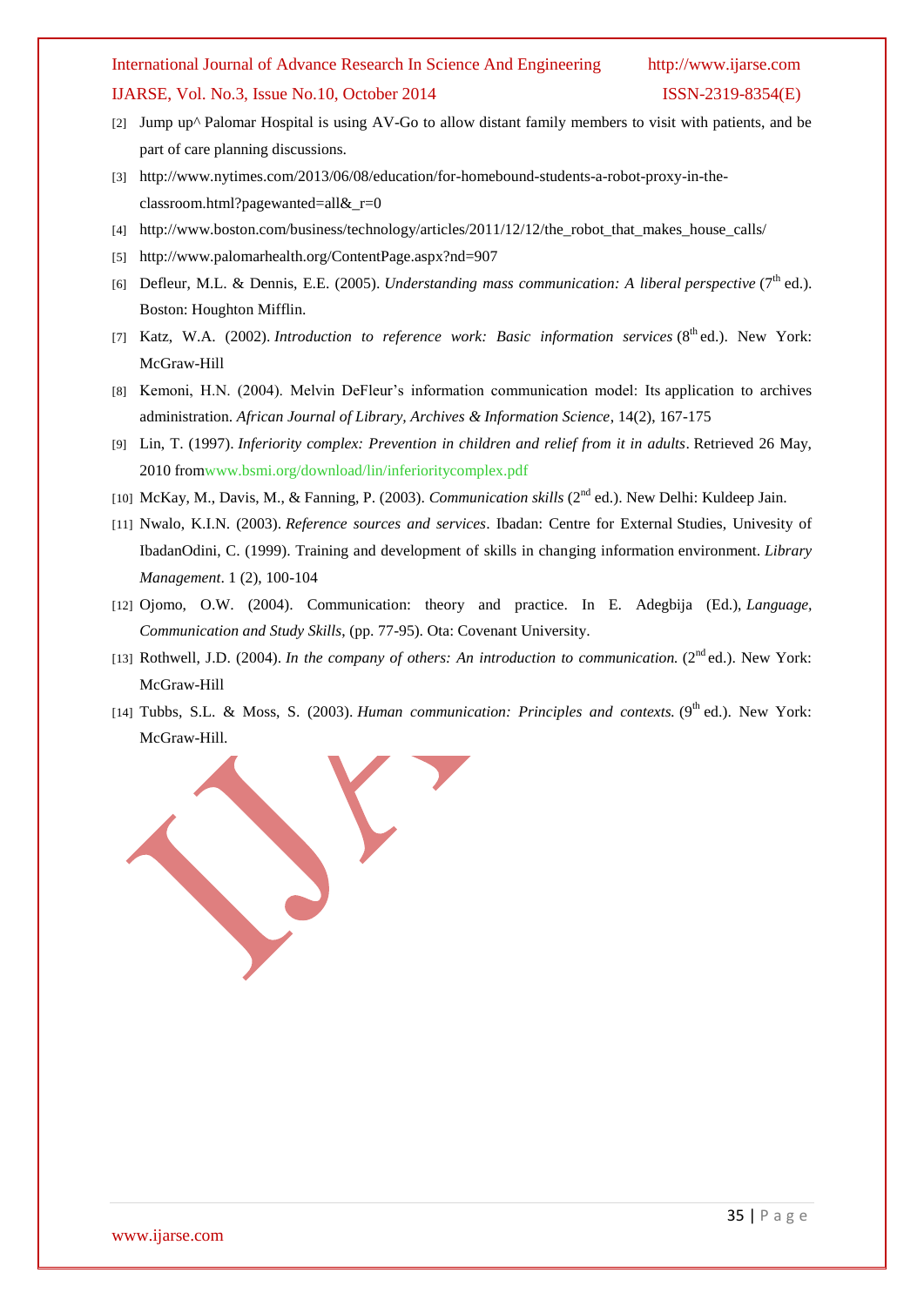[2] Jump up^ Palomar Hospital is using AV-Go to allow distant family members to visit with patients, and be part of care planning discussions.

[3] http://www.nytimes.com/2013/06/08/education/for-homebound-students-a-robot-proxy-in-the-classroom.html?pagewanted=all&_r=0

[4] http://www.boston.com/business/technology/articles/2011/12/12/the_robot_that_makes_house_calls/

[5] http://www.palomarhealth.org/ContentPage.aspx?nd=907

[6] Defleur, M.L. & Dennis, E.E. (2005). *Understanding mass communication: A liberal perspective* (7th ed.). Boston: Houghton Mifflin.

[7] Katz, W.A. (2002). *Introduction to reference work: Basic information services* (8th ed.). New York: McGraw-Hill

[8] Kemoni, H.N. (2004). Melvin DeFleur's information communication model: Its application to archives administration. *African Journal of Library, Archives & Information Science*, 14(2), 167-175

[9] Lin, T. (1997). *Inferiority complex: Prevention in children and relief from it in adults*. Retrieved 26 May, 2010 fromwww.bsmi.org/download/lin/inferioritycomplex.pdf

[10] McKay, M., Davis, M., & Fanning, P. (2003). *Communication skills* (2nd ed.). New Delhi: Kuldeep Jain.

[11] Nwalo, K.I.N. (2003). *Reference sources and services*. Ibadan: Centre for External Studies, Univesity of IbadanOdini, C. (1999). Training and development of skills in changing information environment. *Library Management*. 1 (2), 100-104

[12] Ojomo, O.W. (2004). Communication: theory and practice. In E. Adegbija (Ed.), *Language, Communication and Study Skills*, (pp. 77-95). Ota: Covenant University.

[13] Rothwell, J.D. (2004). *In the company of others: An introduction to communication.* (2nd ed.). New York: McGraw-Hill

[14] Tubbs, S.L. & Moss, S. (2003). *Human communication: Principles and contexts.* (9th ed.). New York: McGraw-Hill.